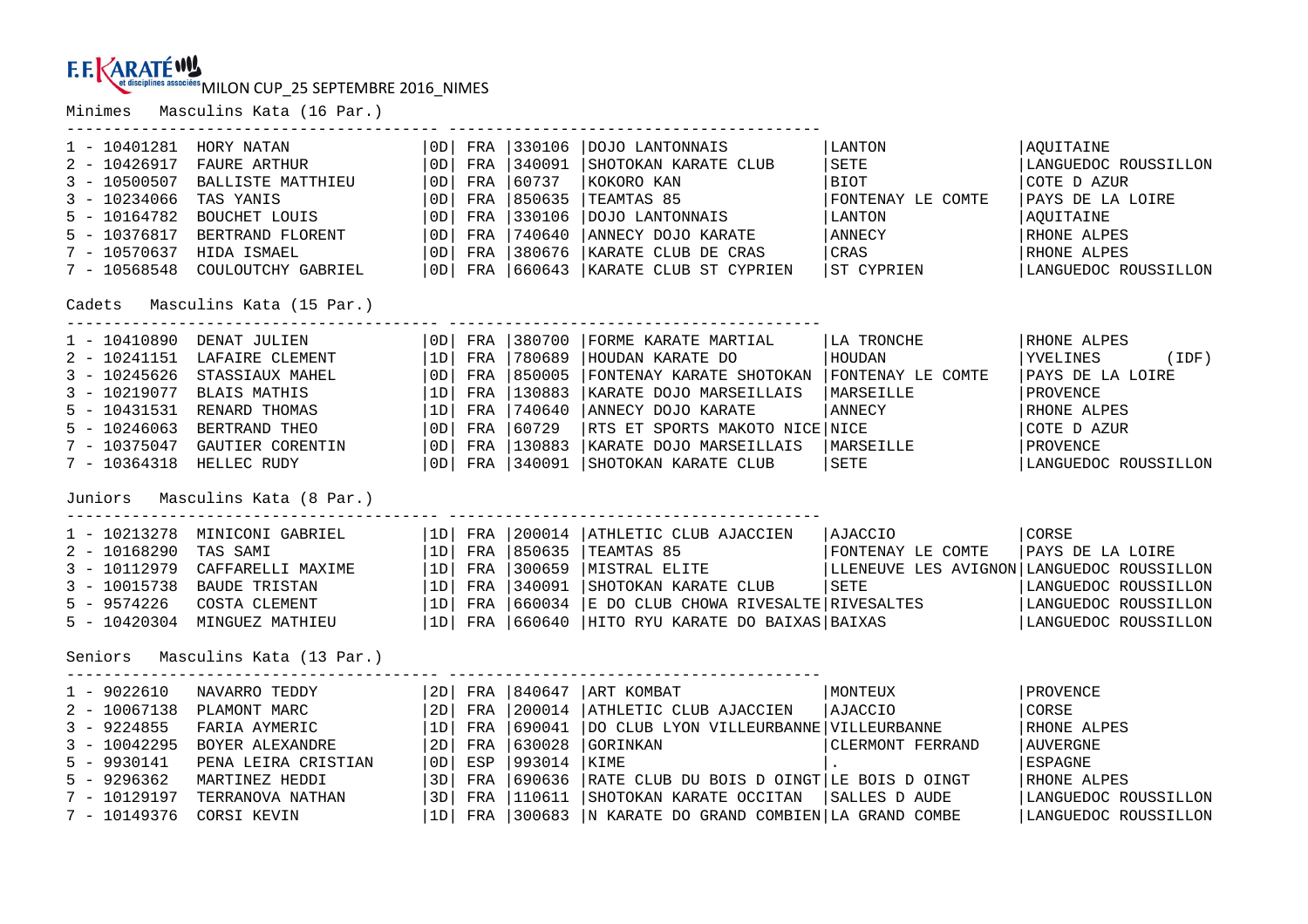F.F. KARATÉ et disciplines associées MILON CUP_25 SEPTEMBRE 2016_NIMES

## Minimes Masculins Kata (16 Par.)

| Rang | Licence | Nom | Grade | Nat. | Club N° | Club | Ville | Ligue |
|---|---|---|---|---|---|---|---|---|
| 1 | 10401281 | HORY NATAN | 0D | FRA | 330106 | DOJO LANTONNAIS | LANTON | AQUITAINE |
| 2 | 10426917 | FAURE ARTHUR | 0D | FRA | 340091 | SHOTOKAN KARATE CLUB | SETE | LANGUEDOC ROUSSILLON |
| 3 | 10500507 | BALLISTE MATTHIEU | 0D | FRA | 60737 | KOKORO KAN | BIOT | COTE D AZUR |
| 3 | 10234066 | TAS YANIS | 0D | FRA | 850635 | TEAMTAS 85 | FONTENAY LE COMTE | PAYS DE LA LOIRE |
| 5 | 10164782 | BOUCHET LOUIS | 0D | FRA | 330106 | DOJO LANTONNAIS | LANTON | AQUITAINE |
| 5 | 10376817 | BERTRAND FLORENT | 0D | FRA | 740640 | ANNECY DOJO KARATE | ANNECY | RHONE ALPES |
| 7 | 10570637 | HIDA ISMAEL | 0D | FRA | 380676 | KARATE CLUB DE CRAS | CRAS | RHONE ALPES |
| 7 | 10568548 | COULOUTCHY GABRIEL | 0D | FRA | 660643 | KARATE CLUB ST CYPRIEN | ST CYPRIEN | LANGUEDOC ROUSSILLON |

## Cadets Masculins Kata (15 Par.)

| Rang | Licence | Nom | Grade | Nat. | Club N° | Club | Ville | Ligue |
|---|---|---|---|---|---|---|---|---|
| 1 | 10410890 | DENAT JULIEN | 0D | FRA | 380700 | FORME KARATE MARTIAL | LA TRONCHE | RHONE ALPES |
| 2 | 10241151 | LAFAIRE CLEMENT | 1D | FRA | 780689 | HOUDAN KARATE DO | HOUDAN | YVELINES (IDF) |
| 3 | 10245626 | STASSIAUX MAHEL | 0D | FRA | 850005 | FONTENAY KARATE SHOTOKAN | FONTENAY LE COMTE | PAYS DE LA LOIRE |
| 3 | 10219077 | BLAIS MATHIS | 1D | FRA | 130883 | KARATE DOJO MARSEILLAIS | MARSEILLE | PROVENCE |
| 5 | 10431531 | RENARD THOMAS | 1D | FRA | 740640 | ANNECY DOJO KARATE | ANNECY | RHONE ALPES |
| 5 | 10246063 | BERTRAND THEO | 0D | FRA | 60729 | RTS ET SPORTS MAKOTO NICE | NICE | COTE D AZUR |
| 7 | 10375047 | GAUTIER CORENTIN | 0D | FRA | 130883 | KARATE DOJO MARSEILLAIS | MARSEILLE | PROVENCE |
| 7 | 10364318 | HELLEC RUDY | 0D | FRA | 340091 | SHOTOKAN KARATE CLUB | SETE | LANGUEDOC ROUSSILLON |

## Juniors Masculins Kata (8 Par.)

| Rang | Licence | Nom | Grade | Nat. | Club N° | Club | Ville | Ligue |
|---|---|---|---|---|---|---|---|---|
| 1 | 10213278 | MINICONI GABRIEL | 1D | FRA | 200014 | ATHLETIC CLUB AJACCIEN | AJACCIO | CORSE |
| 2 | 10168290 | TAS SAMI | 1D | FRA | 850635 | TEAMTAS 85 | FONTENAY LE COMTE | PAYS DE LA LOIRE |
| 3 | 10112979 | CAFFARELLI MAXIME | 1D | FRA | 300659 | MISTRAL ELITE | LLENEUVE LES AVIGNON | LANGUEDOC ROUSSILLON |
| 3 | 10015738 | BAUDE TRISTAN | 1D | FRA | 340091 | SHOTOKAN KARATE CLUB | SETE | LANGUEDOC ROUSSILLON |
| 5 | 9574226 | COSTA CLEMENT | 1D | FRA | 660034 | E DO CLUB CHOWA RIVESALTE | RIVESALTES | LANGUEDOC ROUSSILLON |
| 5 | 10420304 | MINGUEZ MATHIEU | 1D | FRA | 660640 | HITO RYU KARATE DO BAIXAS | BAIXAS | LANGUEDOC ROUSSILLON |

## Seniors Masculins Kata (13 Par.)

| Rang | Licence | Nom | Grade | Nat. | Club N° | Club | Ville | Ligue |
|---|---|---|---|---|---|---|---|---|
| 1 | 9022610 | NAVARRO TEDDY | 2D | FRA | 840647 | ART KOMBAT | MONTEUX | PROVENCE |
| 2 | 10067138 | PLAMONT MARC | 2D | FRA | 200014 | ATHLETIC CLUB AJACCIEN | AJACCIO | CORSE |
| 3 | 9224855 | FARIA AYMERIC | 1D | FRA | 690041 | DO CLUB LYON VILLEURBANNE | VILLEURBANNE | RHONE ALPES |
| 3 | 10042295 | BOYER ALEXANDRE | 2D | FRA | 630028 | GORINKAN | CLERMONT FERRAND | AUVERGNE |
| 5 | 9930141 | PENA LEIRA CRISTIAN | 0D | ESP | 993014 | KIME | . | ESPAGNE |
| 5 | 9296362 | MARTINEZ HEDDI | 3D | FRA | 690636 | RATE CLUB DU BOIS D OINGT | LE BOIS D OINGT | RHONE ALPES |
| 7 | 10129197 | TERRANOVA NATHAN | 3D | FRA | 110611 | SHOTOKAN KARATE OCCITAN | SALLES D AUDE | LANGUEDOC ROUSSILLON |
| 7 | 10149376 | CORSI KEVIN | 1D | FRA | 300683 | N KARATE DO GRAND COMBIEN | LA GRAND COMBE | LANGUEDOC ROUSSILLON |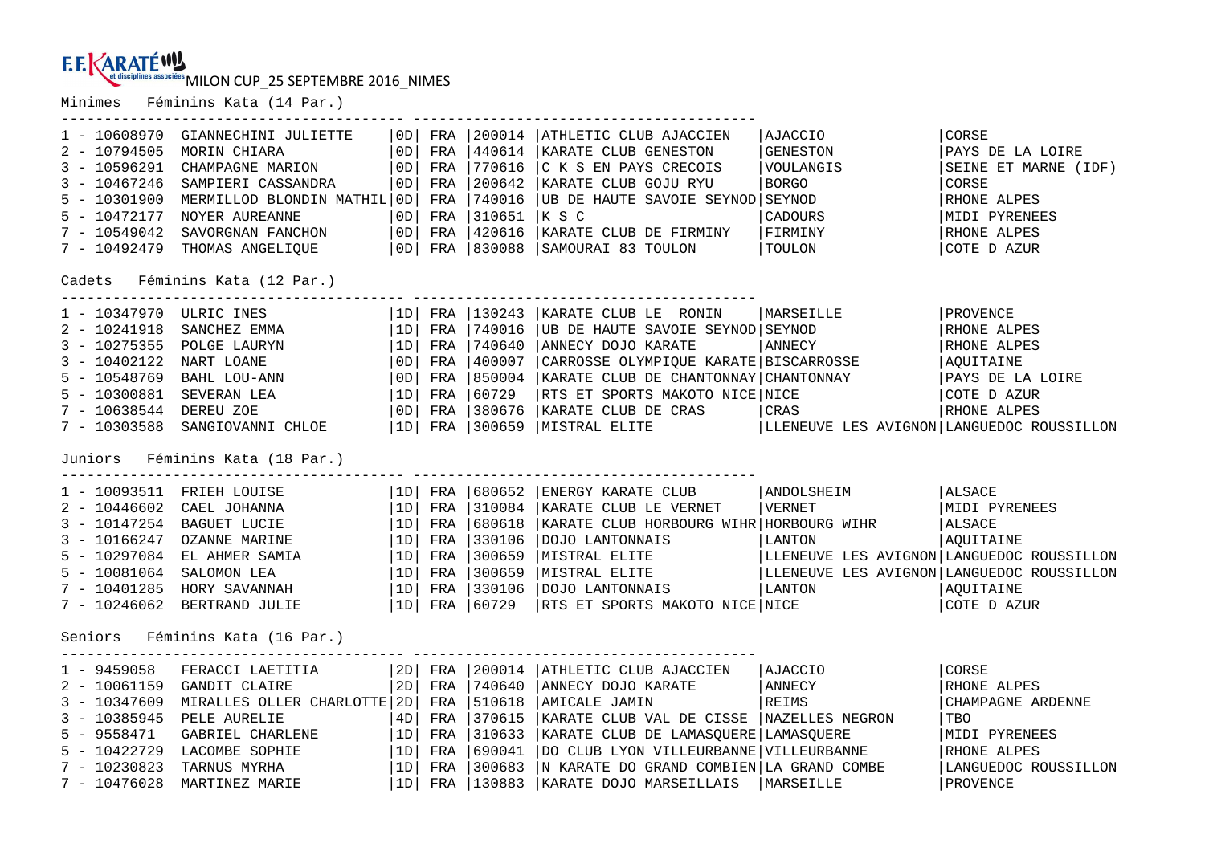F.F.KARATÉ et disciplines associées MILON CUP_25 SEPTEMBRE 2016_NIMES

## Minimes Féminins Kata (14 Par.)

| Rang | Licence | Nom | Grade | Nat. | Code | Club | Ville | Ligue |
|---|---|---|---|---|---|---|---|---|
| 1 | 10608970 | GIANNECHINI JULIETTE | 0D | FRA | 200014 | ATHLETIC CLUB AJACCIEN | AJACCIO | CORSE |
| 2 | 10794505 | MORIN CHIARA | 0D | FRA | 440614 | KARATE CLUB GENESTON | GENESTON | PAYS DE LA LOIRE |
| 3 | 10596291 | CHAMPAGNE MARION | 0D | FRA | 770616 | C K S EN PAYS CRECOIS | VOULANGIS | SEINE ET MARNE (IDF) |
| 3 | 10467246 | SAMPIERI CASSANDRA | 0D | FRA | 200642 | KARATE CLUB GOJU RYU | BORGO | CORSE |
| 5 | 10301900 | MERMILLOD BLONDIN MATHIL | 0D | FRA | 740016 | UB DE HAUTE SAVOIE SEYNOD | SEYNOD | RHONE ALPES |
| 5 | 10472177 | NOYER AUREANNE | 0D | FRA | 310651 | K S C | CADOURS | MIDI PYRENEES |
| 7 | 10549042 | SAVORGNAN FANCHON | 0D | FRA | 420616 | KARATE CLUB DE FIRMINY | FIRMINY | RHONE ALPES |
| 7 | 10492479 | THOMAS ANGELIQUE | 0D | FRA | 830088 | SAMOURAI 83 TOULON | TOULON | COTE D AZUR |

## Cadets Féminins Kata (12 Par.)

| Rang | Licence | Nom | Grade | Nat. | Code | Club | Ville | Ligue |
|---|---|---|---|---|---|---|---|---|
| 1 | 10347970 | ULRIC INES | 1D | FRA | 130243 | KARATE CLUB LE RONIN | MARSEILLE | PROVENCE |
| 2 | 10241918 | SANCHEZ EMMA | 1D | FRA | 740016 | UB DE HAUTE SAVOIE SEYNOD | SEYNOD | RHONE ALPES |
| 3 | 10275355 | POLGE LAURYN | 1D | FRA | 740640 | ANNECY DOJO KARATE | ANNECY | RHONE ALPES |
| 3 | 10402122 | NART LOANE | 0D | FRA | 400007 | CARROSSE OLYMPIQUE KARATE | BISCARROSSE | AQUITAINE |
| 5 | 10548769 | BAHL LOU-ANN | 0D | FRA | 850004 | KARATE CLUB DE CHANTONNAY | CHANTONNAY | PAYS DE LA LOIRE |
| 5 | 10300881 | SEVERAN LEA | 1D | FRA | 60729 | RTS ET SPORTS MAKOTO NICE | NICE | COTE D AZUR |
| 7 | 10638544 | DEREU ZOE | 0D | FRA | 380676 | KARATE CLUB DE CRAS | CRAS | RHONE ALPES |
| 7 | 10303588 | SANGIOVANNI CHLOE | 1D | FRA | 300659 | MISTRAL ELITE | LLENEUVE LES AVIGNON | LANGUEDOC ROUSSILLON |

## Juniors Féminins Kata (18 Par.)

| Rang | Licence | Nom | Grade | Nat. | Code | Club | Ville | Ligue |
|---|---|---|---|---|---|---|---|---|
| 1 | 10093511 | FRIEH LOUISE | 1D | FRA | 680652 | ENERGY KARATE CLUB | ANDOLSHEIM | ALSACE |
| 2 | 10446602 | CAEL JOHANNA | 1D | FRA | 310084 | KARATE CLUB LE VERNET | VERNET | MIDI PYRENEES |
| 3 | 10147254 | BAGUET LUCIE | 1D | FRA | 680618 | KARATE CLUB HORBOURG WIHR | HORBOURG WIHR | ALSACE |
| 3 | 10166247 | OZANNE MARINE | 1D | FRA | 330106 | DOJO LANTONNAIS | LANTON | AQUITAINE |
| 5 | 10297084 | EL AHMER SAMIA | 1D | FRA | 300659 | MISTRAL ELITE | LLENEUVE LES AVIGNON | LANGUEDOC ROUSSILLON |
| 5 | 10081064 | SALOMON LEA | 1D | FRA | 300659 | MISTRAL ELITE | LLENEUVE LES AVIGNON | LANGUEDOC ROUSSILLON |
| 7 | 10401285 | HORY SAVANNAH | 1D | FRA | 330106 | DOJO LANTONNAIS | LANTON | AQUITAINE |
| 7 | 10246062 | BERTRAND JULIE | 1D | FRA | 60729 | RTS ET SPORTS MAKOTO NICE | NICE | COTE D AZUR |

## Seniors Féminins Kata (16 Par.)

| Rang | Licence | Nom | Grade | Nat. | Code | Club | Ville | Ligue |
|---|---|---|---|---|---|---|---|---|
| 1 | 9459058 | FERACCI LAETITIA | 2D | FRA | 200014 | ATHLETIC CLUB AJACCIEN | AJACCIO | CORSE |
| 2 | 10061159 | GANDIT CLAIRE | 2D | FRA | 740640 | ANNECY DOJO KARATE | ANNECY | RHONE ALPES |
| 3 | 10347609 | MIRALLES OLLER CHARLOTTE | 2D | FRA | 510618 | AMICALE JAMIN | REIMS | CHAMPAGNE ARDENNE |
| 3 | 10385945 | PELE AURELIE | 4D | FRA | 370615 | KARATE CLUB VAL DE CISSE | NAZELLES NEGRON | TBO |
| 5 | 9558471 | GABRIEL CHARLENE | 1D | FRA | 310633 | KARATE CLUB DE LAMASQUERE | LAMASQUERE | MIDI PYRENEES |
| 5 | 10422729 | LACOMBE SOPHIE | 1D | FRA | 690041 | DO CLUB LYON VILLEURBANNE | VILLEURBANNE | RHONE ALPES |
| 7 | 10230823 | TARNUS MYRHA | 1D | FRA | 300683 | N KARATE DO GRAND COMBIEN | LA GRAND COMBE | LANGUEDOC ROUSSILLON |
| 7 | 10476028 | MARTINEZ MARIE | 1D | FRA | 130883 | KARATE DOJO MARSEILLAIS | MARSEILLE | PROVENCE |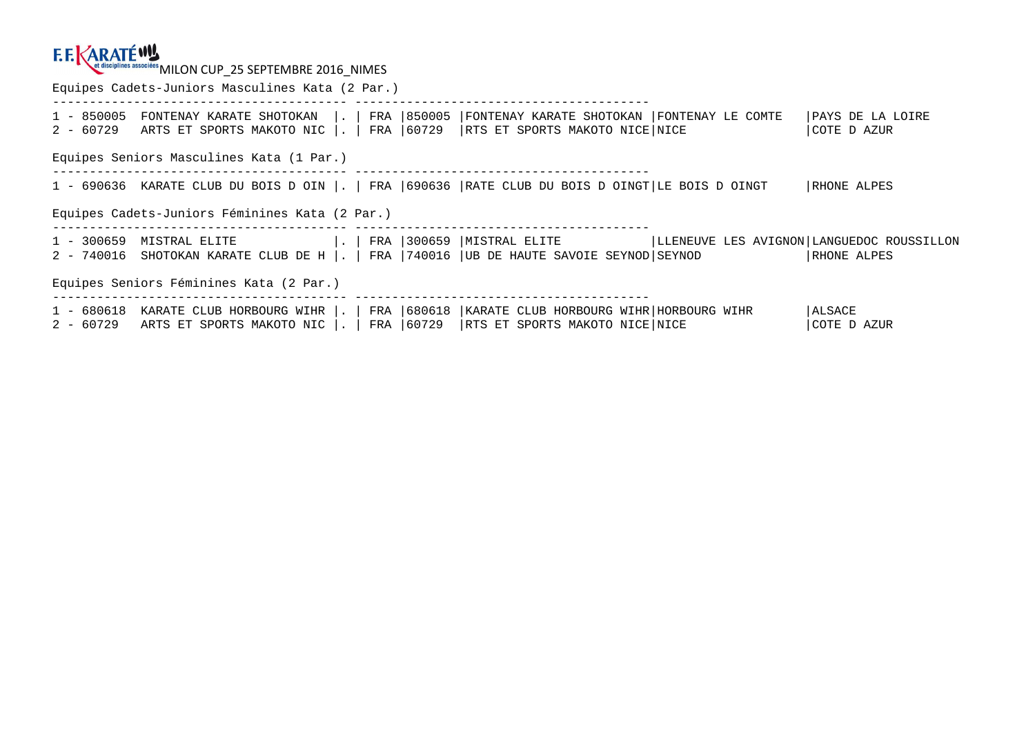MILON CUP_25 SEPTEMBRE 2016_NIMES

Equipes Cadets-Juniors Masculines Kata (2 Par.)

| | | | | | | | |
|---|---|---|---|---|---|---|---|
| 1 - 850005 | FONTENAY KARATE SHOTOKAN | . | FRA | 850005 | FONTENAY KARATE SHOTOKAN | FONTENAY LE COMTE | PAYS DE LA LOIRE |
| 2 - 60729 | ARTS ET SPORTS MAKOTO NIC | . | FRA | 60729 | RTS ET SPORTS MAKOTO NICE | NICE | COTE D AZUR |

Equipes Seniors Masculines Kata (1 Par.)

| | | | | | | | |
|---|---|---|---|---|---|---|---|
| 1 - 690636 | KARATE CLUB DU BOIS D OIN | . | FRA | 690636 | RATE CLUB DU BOIS D OINGT | LE BOIS D OINGT | RHONE ALPES |

Equipes Cadets-Juniors Féminines Kata (2 Par.)

| | | | | | | | |
|---|---|---|---|---|---|---|---|
| 1 - 300659 | MISTRAL ELITE | . | FRA | 300659 | MISTRAL ELITE | LLENEUVE LES AVIGNON | LANGUEDOC ROUSSILLON |
| 2 - 740016 | SHOTOKAN KARATE CLUB DE H | . | FRA | 740016 | UB DE HAUTE SAVOIE SEYNOD | SEYNOD | RHONE ALPES |

Equipes Seniors Féminines Kata (2 Par.)

| | | | | | | | |
|---|---|---|---|---|---|---|---|
| 1 - 680618 | KARATE CLUB HORBOURG WIHR | . | FRA | 680618 | KARATE CLUB HORBOURG WIHR | HORBOURG WIHR | ALSACE |
| 2 - 60729 | ARTS ET SPORTS MAKOTO NIC | . | FRA | 60729 | RTS ET SPORTS MAKOTO NICE | NICE | COTE D AZUR |